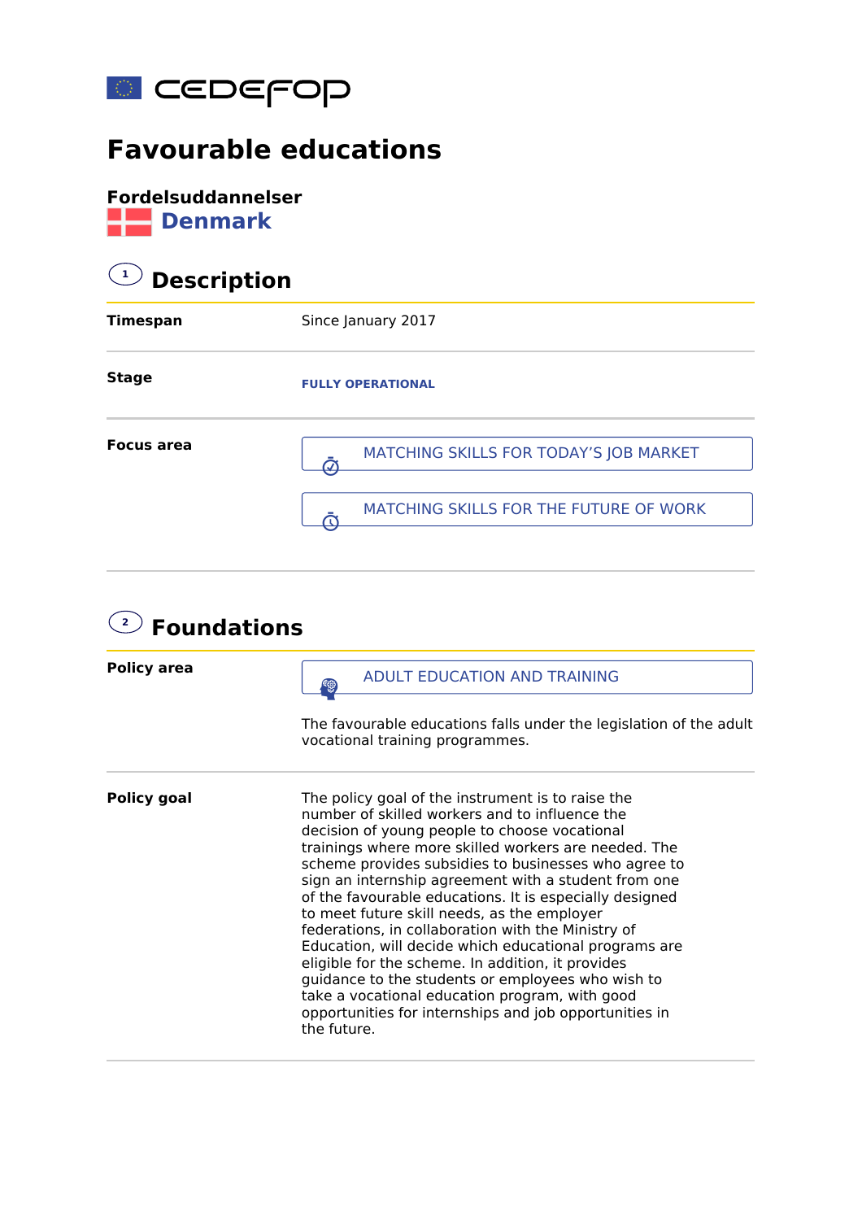# Favourable educations

**Fordelsuddannelser**

## Denmark

## 1 Description

| | |
|---|---|
| **Timespan** | Since January 2017 |
| **Stage** | FULLY OPERATIONAL |
| **Focus area** | MATCHING SKILLS FOR TODAY'S JOB MARKET<br>MATCHING SKILLS FOR THE FUTURE OF WORK |

## 2 Foundations

| | |
|---|---|
| **Policy area** | ADULT EDUCATION AND TRAINING<br><br>The favourable educations falls under the legislation of the adult vocational training programmes. |
| **Policy goal** | The policy goal of the instrument is to raise the number of skilled workers and to influence the decision of young people to choose vocational trainings where more skilled workers are needed. The scheme provides subsidies to businesses who agree to sign an internship agreement with a student from one of the favourable educations. It is especially designed to meet future skill needs, as the employer federations, in collaboration with the Ministry of Education, will decide which educational programs are eligible for the scheme. In addition, it provides guidance to the students or employees who wish to take a vocational education program, with good opportunities for internships and job opportunities in the future. |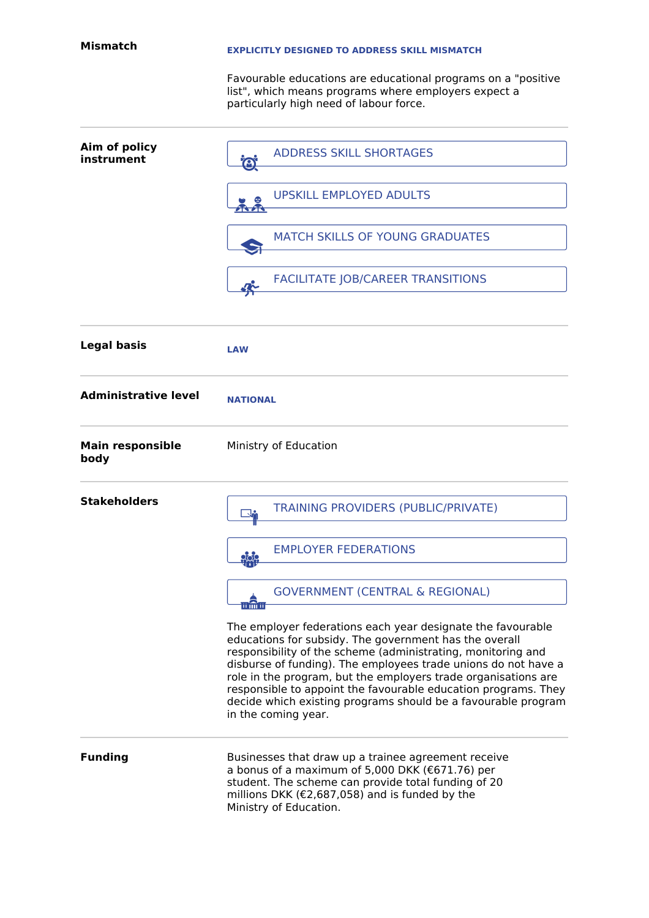**Mismatch**

**EXPLICITLY DESIGNED TO ADDRESS SKILL MISMATCH**

Favourable educations are educational programs on a "positive list", which means programs where employers expect a particularly high need of labour force.

**Aim of policy instrument**

- ADDRESS SKILL SHORTAGES
- UPSKILL EMPLOYED ADULTS
- MATCH SKILLS OF YOUNG GRADUATES
- FACILITATE JOB/CAREER TRANSITIONS

**Legal basis**

**LAW**

**Administrative level**

**NATIONAL**

**Main responsible body**

Ministry of Education

**Stakeholders**

- TRAINING PROVIDERS (PUBLIC/PRIVATE)
- EMPLOYER FEDERATIONS
- GOVERNMENT (CENTRAL & REGIONAL)

The employer federations each year designate the favourable educations for subsidy. The government has the overall responsibility of the scheme (administrating, monitoring and disburse of funding). The employees trade unions do not have a role in the program, but the employers trade organisations are responsible to appoint the favourable education programs. They decide which existing programs should be a favourable program in the coming year.

**Funding**

Businesses that draw up a trainee agreement receive a bonus of a maximum of 5,000 DKK (€671.76) per student. The scheme can provide total funding of 20 millions DKK (€2,687,058) and is funded by the Ministry of Education.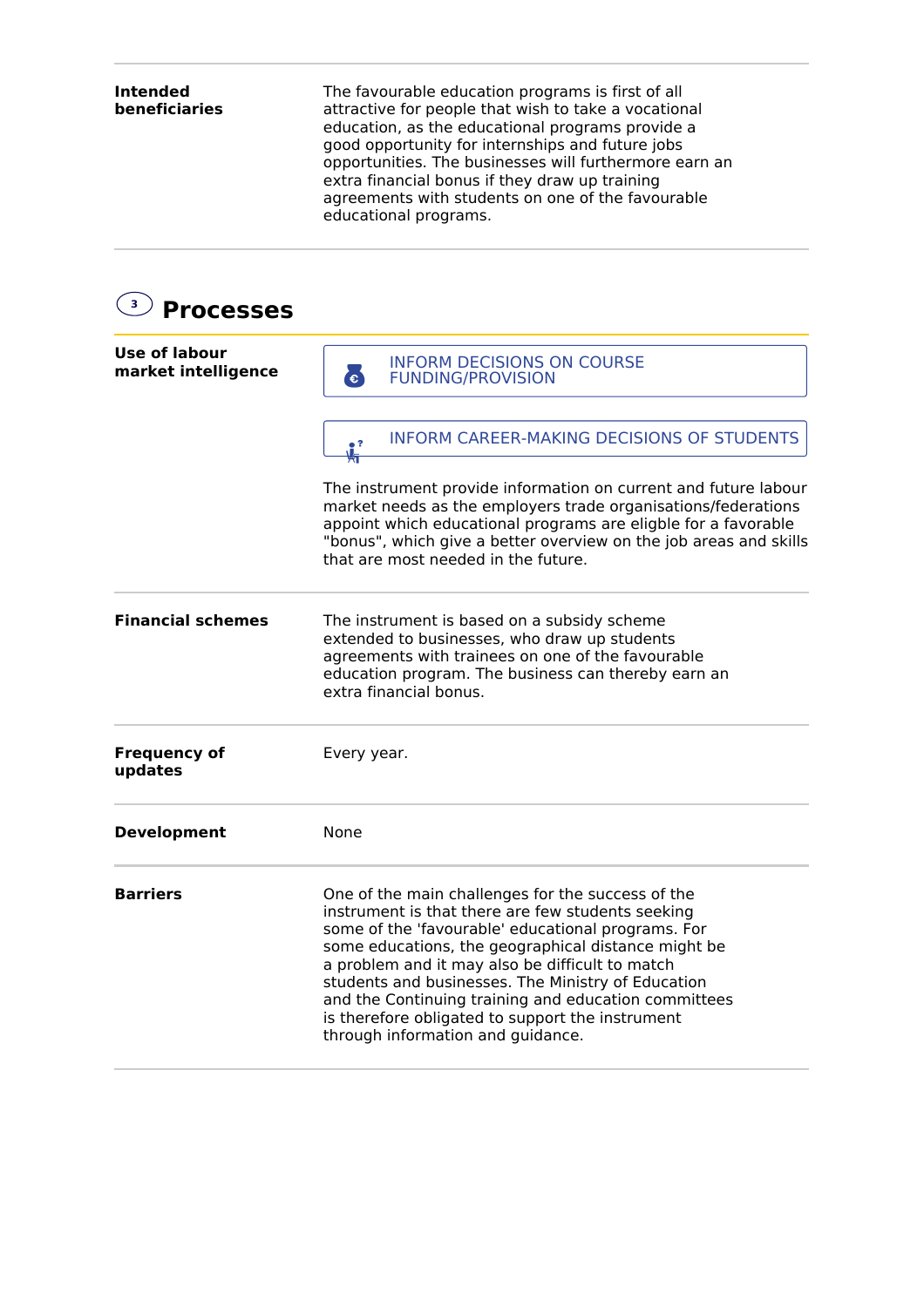| | |
|---|---|
| **Intended beneficiaries** | The favourable education programs is first of all attractive for people that wish to take a vocational education, as the educational programs provide a good opportunity for internships and future jobs opportunities. The businesses will furthermore earn an extra financial bonus if they draw up training agreements with students on one of the favourable educational programs. |

## 3 Processes

| | |
|---|---|
| **Use of labour market intelligence** | INFORM DECISIONS ON COURSE FUNDING/PROVISION<br><br>INFORM CAREER-MAKING DECISIONS OF STUDENTS<br><br>The instrument provide information on current and future labour market needs as the employers trade organisations/federations appoint which educational programs are eligble for a favorable "bonus", which give a better overview on the job areas and skills that are most needed in the future. |
| **Financial schemes** | The instrument is based on a subsidy scheme extended to businesses, who draw up students agreements with trainees on one of the favourable education program. The business can thereby earn an extra financial bonus. |
| **Frequency of updates** | Every year. |
| **Development** | None |
| **Barriers** | One of the main challenges for the success of the instrument is that there are few students seeking some of the 'favourable' educational programs. For some educations, the geographical distance might be a problem and it may also be difficult to match students and businesses. The Ministry of Education and the Continuing training and education committees is therefore obligated to support the instrument through information and guidance. |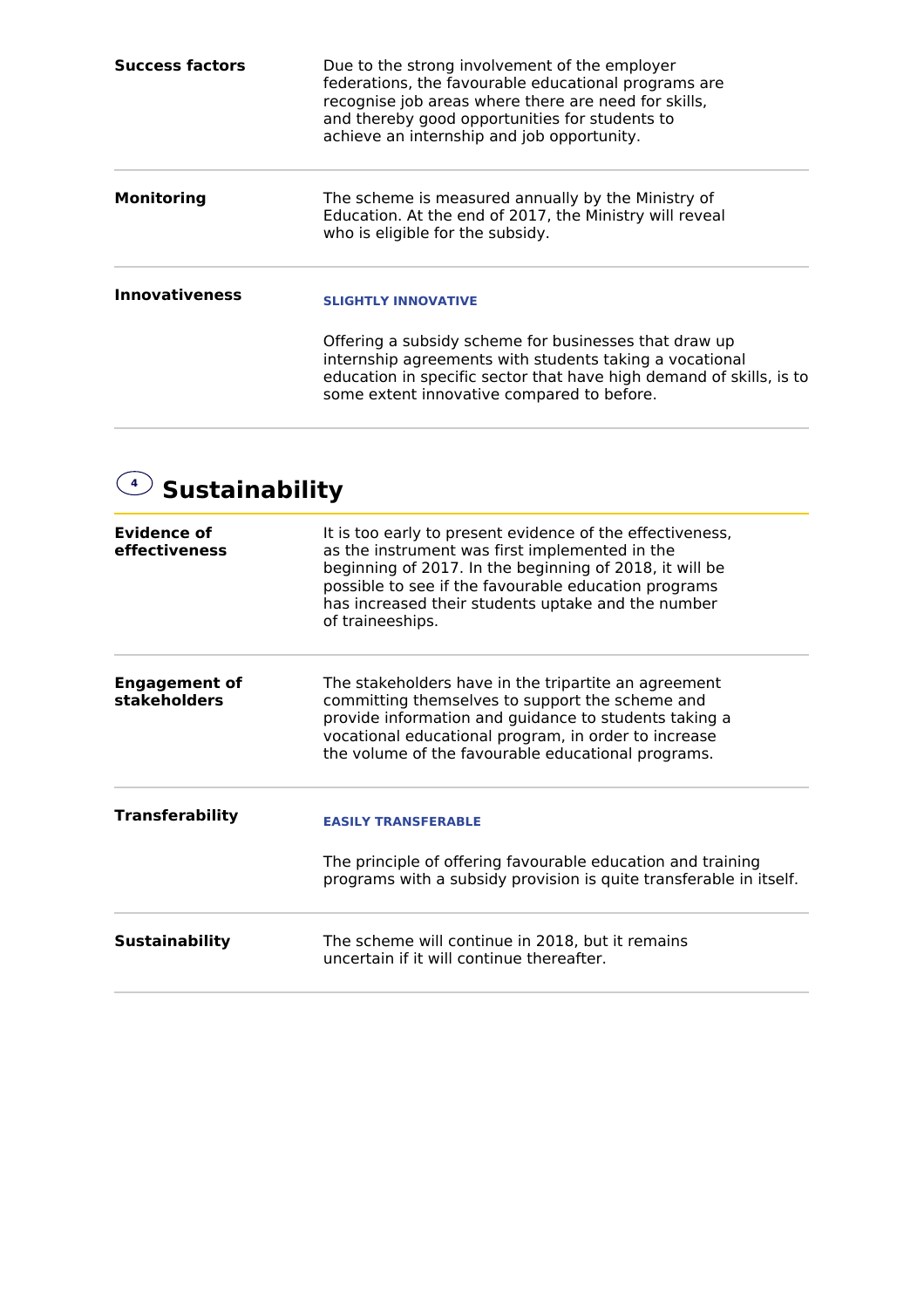| | |
|---|---|
| **Success factors** | Due to the strong involvement of the employer federations, the favourable educational programs are recognise job areas where there are need for skills, and thereby good opportunities for students to achieve an internship and job opportunity. |
| **Monitoring** | The scheme is measured annually by the Ministry of Education. At the end of 2017, the Ministry will reveal who is eligible for the subsidy. |
| **Innovativeness** | **SLIGHTLY INNOVATIVE**<br><br>Offering a subsidy scheme for businesses that draw up internship agreements with students taking a vocational education in specific sector that have high demand of skills, is to some extent innovative compared to before. |

## 4 Sustainability

| | |
|---|---|
| **Evidence of effectiveness** | It is too early to present evidence of the effectiveness, as the instrument was first implemented in the beginning of 2017. In the beginning of 2018, it will be possible to see if the favourable education programs has increased their students uptake and the number of traineeships. |
| **Engagement of stakeholders** | The stakeholders have in the tripartite an agreement committing themselves to support the scheme and provide information and guidance to students taking a vocational educational program, in order to increase the volume of the favourable educational programs. |
| **Transferability** | **EASILY TRANSFERABLE**<br><br>The principle of offering favourable education and training programs with a subsidy provision is quite transferable in itself. |
| **Sustainability** | The scheme will continue in 2018, but it remains uncertain if it will continue thereafter. |